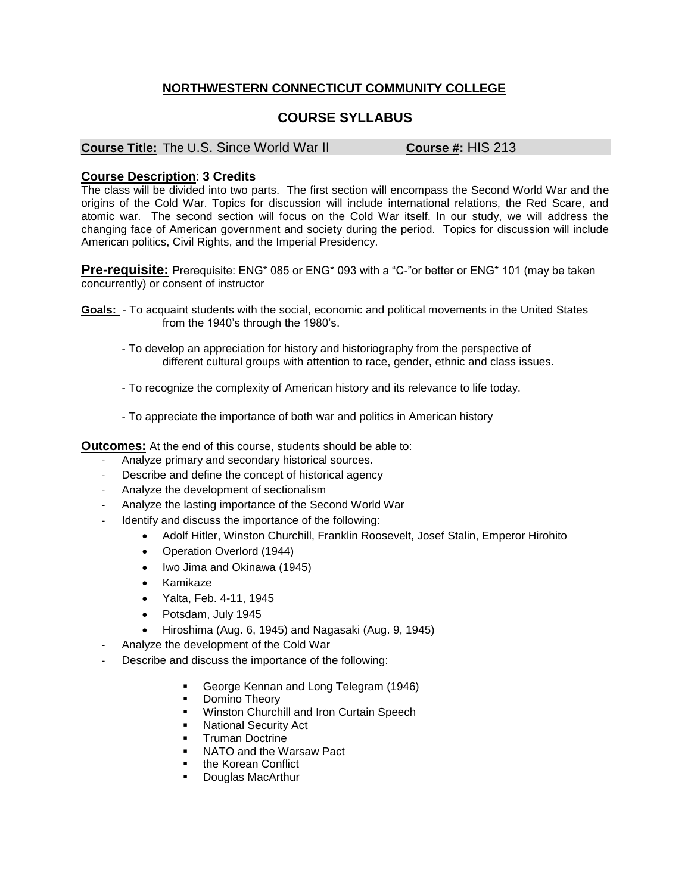# NORTHWESTERN CONNECTICUT COMMUNITY COLLEGE

## COURSE SYLLABUS

**Course Title:** The U.S. Since World War II **Course #:** HIS 213

**Course Description**: **3 Credits**
The class will be divided into two parts. The first section will encompass the Second World War and the origins of the Cold War. Topics for discussion will include international relations, the Red Scare, and atomic war. The second section will focus on the Cold War itself. In our study, we will address the changing face of American government and society during the period. Topics for discussion will include American politics, Civil Rights, and the Imperial Presidency.

**Pre-requisite:** Prerequisite: ENG* 085 or ENG* 093 with a "C-"or better or ENG* 101 (may be taken concurrently) or consent of instructor

**Goals:** - To acquaint students with the social, economic and political movements in the United States from the 1940's through the 1980's.

- To develop an appreciation for history and historiography from the perspective of different cultural groups with attention to race, gender, ethnic and class issues.

- To recognize the complexity of American history and its relevance to life today.

- To appreciate the importance of both war and politics in American history

**Outcomes:** At the end of this course, students should be able to:

- Analyze primary and secondary historical sources.
- Describe and define the concept of historical agency
- Analyze the development of sectionalism
- Analyze the lasting importance of the Second World War
- Identify and discuss the importance of the following:
  - Adolf Hitler, Winston Churchill, Franklin Roosevelt, Josef Stalin, Emperor Hirohito
  - Operation Overlord (1944)
  - Iwo Jima and Okinawa (1945)
  - Kamikaze
  - Yalta, Feb. 4-11, 1945
  - Potsdam, July 1945
  - Hiroshima (Aug. 6, 1945) and Nagasaki (Aug. 9, 1945)
- Analyze the development of the Cold War
- Describe and discuss the importance of the following:
  - George Kennan and Long Telegram (1946)
  - Domino Theory
  - Winston Churchill and Iron Curtain Speech
  - National Security Act
  - Truman Doctrine
  - NATO and the Warsaw Pact
  - the Korean Conflict
  - Douglas MacArthur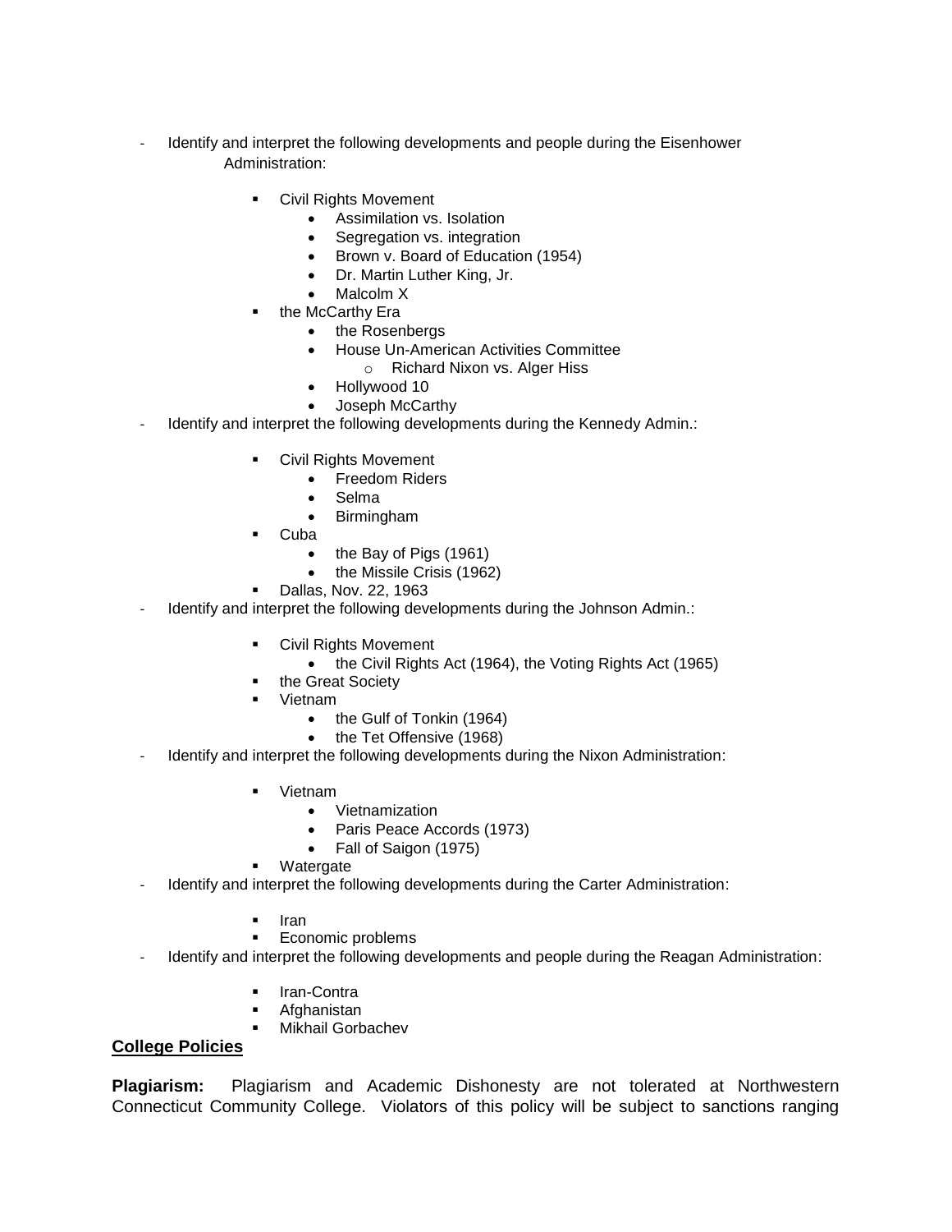- Identify and interpret the following developments and people during the Eisenhower Administration:
  - Civil Rights Movement
    - Assimilation vs. Isolation
    - Segregation vs. integration
    - Brown v. Board of Education (1954)
    - Dr. Martin Luther King, Jr.
    - Malcolm X
  - the McCarthy Era
    - the Rosenbergs
    - House Un-American Activities Committee
      - Richard Nixon vs. Alger Hiss
    - Hollywood 10
    - Joseph McCarthy
- Identify and interpret the following developments during the Kennedy Admin.:
  - Civil Rights Movement
    - Freedom Riders
    - Selma
    - Birmingham
  - Cuba
    - the Bay of Pigs (1961)
    - the Missile Crisis (1962)
  - Dallas, Nov. 22, 1963
- Identify and interpret the following developments during the Johnson Admin.:
  - Civil Rights Movement
    - the Civil Rights Act (1964), the Voting Rights Act (1965)
  - the Great Society
  - Vietnam
    - the Gulf of Tonkin (1964)
    - the Tet Offensive (1968)
- Identify and interpret the following developments during the Nixon Administration:
  - Vietnam
    - Vietnamization
    - Paris Peace Accords (1973)
    - Fall of Saigon (1975)
  - Watergate
- Identify and interpret the following developments during the Carter Administration:
  - Iran
  - Economic problems
- Identify and interpret the following developments and people during the Reagan Administration:
  - Iran-Contra
  - Afghanistan
  - Mikhail Gorbachev

## College Policies

**Plagiarism:** Plagiarism and Academic Dishonesty are not tolerated at Northwestern Connecticut Community College. Violators of this policy will be subject to sanctions ranging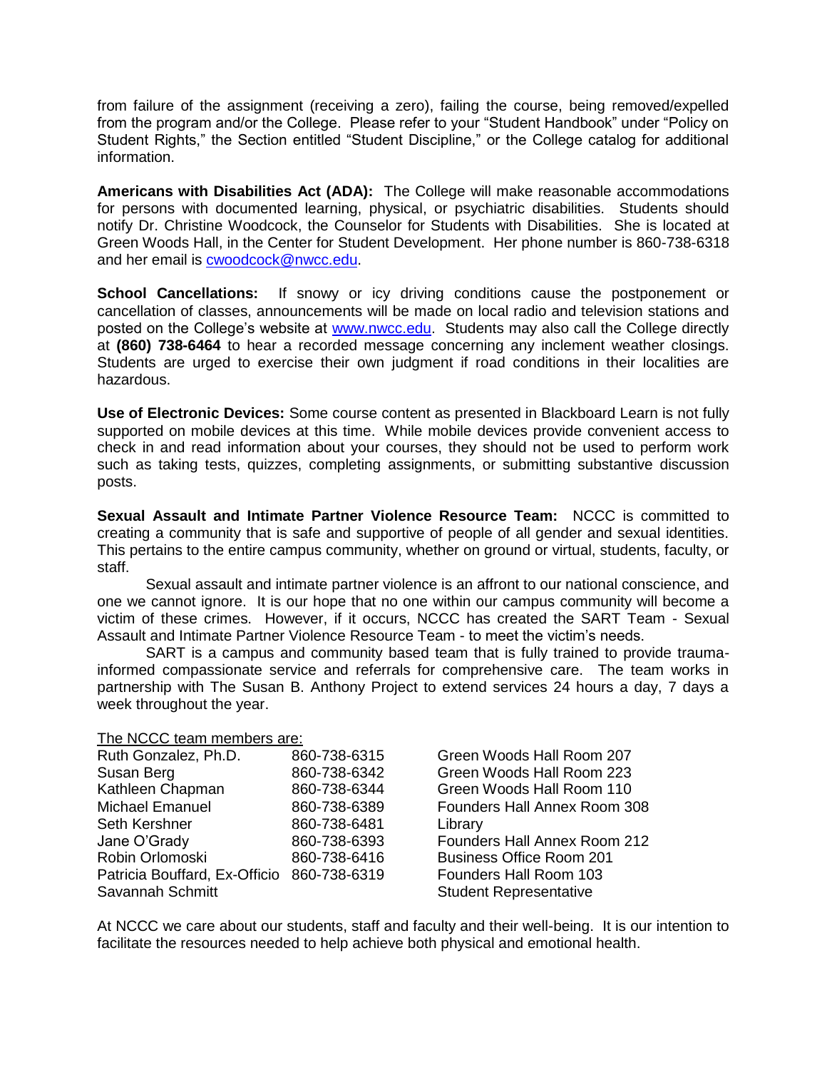from failure of the assignment (receiving a zero), failing the course, being removed/expelled from the program and/or the College. Please refer to your "Student Handbook" under "Policy on Student Rights," the Section entitled "Student Discipline," or the College catalog for additional information.

**Americans with Disabilities Act (ADA):** The College will make reasonable accommodations for persons with documented learning, physical, or psychiatric disabilities. Students should notify Dr. Christine Woodcock, the Counselor for Students with Disabilities. She is located at Green Woods Hall, in the Center for Student Development. Her phone number is 860-738-6318 and her email is cwoodcock@nwcc.edu.

**School Cancellations:** If snowy or icy driving conditions cause the postponement or cancellation of classes, announcements will be made on local radio and television stations and posted on the College's website at www.nwcc.edu. Students may also call the College directly at **(860) 738-6464** to hear a recorded message concerning any inclement weather closings. Students are urged to exercise their own judgment if road conditions in their localities are hazardous.

**Use of Electronic Devices:** Some course content as presented in Blackboard Learn is not fully supported on mobile devices at this time. While mobile devices provide convenient access to check in and read information about your courses, they should not be used to perform work such as taking tests, quizzes, completing assignments, or submitting substantive discussion posts.

**Sexual Assault and Intimate Partner Violence Resource Team:** NCCC is committed to creating a community that is safe and supportive of people of all gender and sexual identities. This pertains to the entire campus community, whether on ground or virtual, students, faculty, or staff.

Sexual assault and intimate partner violence is an affront to our national conscience, and one we cannot ignore. It is our hope that no one within our campus community will become a victim of these crimes. However, if it occurs, NCCC has created the SART Team - Sexual Assault and Intimate Partner Violence Resource Team - to meet the victim's needs.

SART is a campus and community based team that is fully trained to provide trauma-informed compassionate service and referrals for comprehensive care. The team works in partnership with The Susan B. Anthony Project to extend services 24 hours a day, 7 days a week throughout the year.

The NCCC team members are:

| | | |
|---|---|---|
| Ruth Gonzalez, Ph.D. | 860-738-6315 | Green Woods Hall Room 207 |
| Susan Berg | 860-738-6342 | Green Woods Hall Room 223 |
| Kathleen Chapman | 860-738-6344 | Green Woods Hall Room 110 |
| Michael Emanuel | 860-738-6389 | Founders Hall Annex Room 308 |
| Seth Kershner | 860-738-6481 | Library |
| Jane O'Grady | 860-738-6393 | Founders Hall Annex Room 212 |
| Robin Orlomoski | 860-738-6416 | Business Office Room 201 |
| Patricia Bouffard, Ex-Officio | 860-738-6319 | Founders Hall Room 103 |
| Savannah Schmitt | | Student Representative |

At NCCC we care about our students, staff and faculty and their well-being. It is our intention to facilitate the resources needed to help achieve both physical and emotional health.